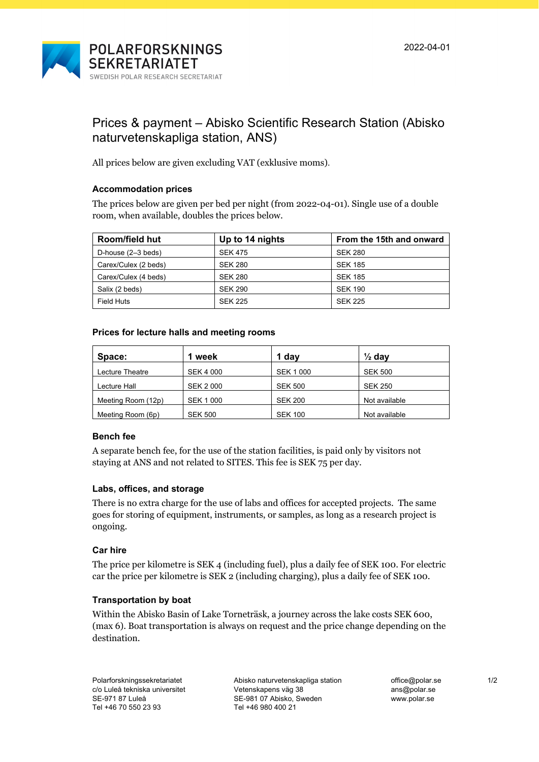POLARFORSKNINGS SEKRETARIATET

SWEDISH POLAR RESEARCH SECRETARIAT

2022-04-01

# Prices & payment – Abisko Scientific Research Station (Abisko naturvetenskapliga station, ANS)

All prices below are given excluding VAT (exklusive moms).

### Accommodation prices

The prices below are given per bed per night (from 2022-04-01). Single use of a double room, when available, doubles the prices below.

| Room/field hut | Up to 14 nights | From the 15th and onward |
|---|---|---|
| D-house (2–3 beds) | SEK 475 | SEK 280 |
| Carex/Culex (2 beds) | SEK 280 | SEK 185 |
| Carex/Culex (4 beds) | SEK 280 | SEK 185 |
| Salix (2 beds) | SEK 290 | SEK 190 |
| Field Huts | SEK 225 | SEK 225 |

### Prices for lecture halls and meeting rooms

| Space: | 1 week | 1 day | ½ day |
|---|---|---|---|
| Lecture Theatre | SEK 4 000 | SEK 1 000 | SEK 500 |
| Lecture Hall | SEK 2 000 | SEK 500 | SEK 250 |
| Meeting Room (12p) | SEK 1 000 | SEK 200 | Not available |
| Meeting Room (6p) | SEK 500 | SEK 100 | Not available |

### Bench fee

A separate bench fee, for the use of the station facilities, is paid only by visitors not staying at ANS and not related to SITES. This fee is SEK 75 per day.

### Labs, offices, and storage

There is no extra charge for the use of labs and offices for accepted projects. The same goes for storing of equipment, instruments, or samples, as long as a research project is ongoing.

### Car hire

The price per kilometre is SEK 4 (including fuel), plus a daily fee of SEK 100. For electric car the price per kilometre is SEK 2 (including charging), plus a daily fee of SEK 100.

### Transportation by boat

Within the Abisko Basin of Lake Torneträsk, a journey across the lake costs SEK 600, (max 6). Boat transportation is always on request and the price change depending on the destination.

Polarforskningssekretariatet
c/o Luleå tekniska universitet
SE-971 87 Luleå
Tel +46 70 550 23 93

Abisko naturvetenskapliga station
Vetenskapens väg 38
SE-981 07 Abisko, Sweden
Tel +46 980 400 21

office@polar.se
ans@polar.se
www.polar.se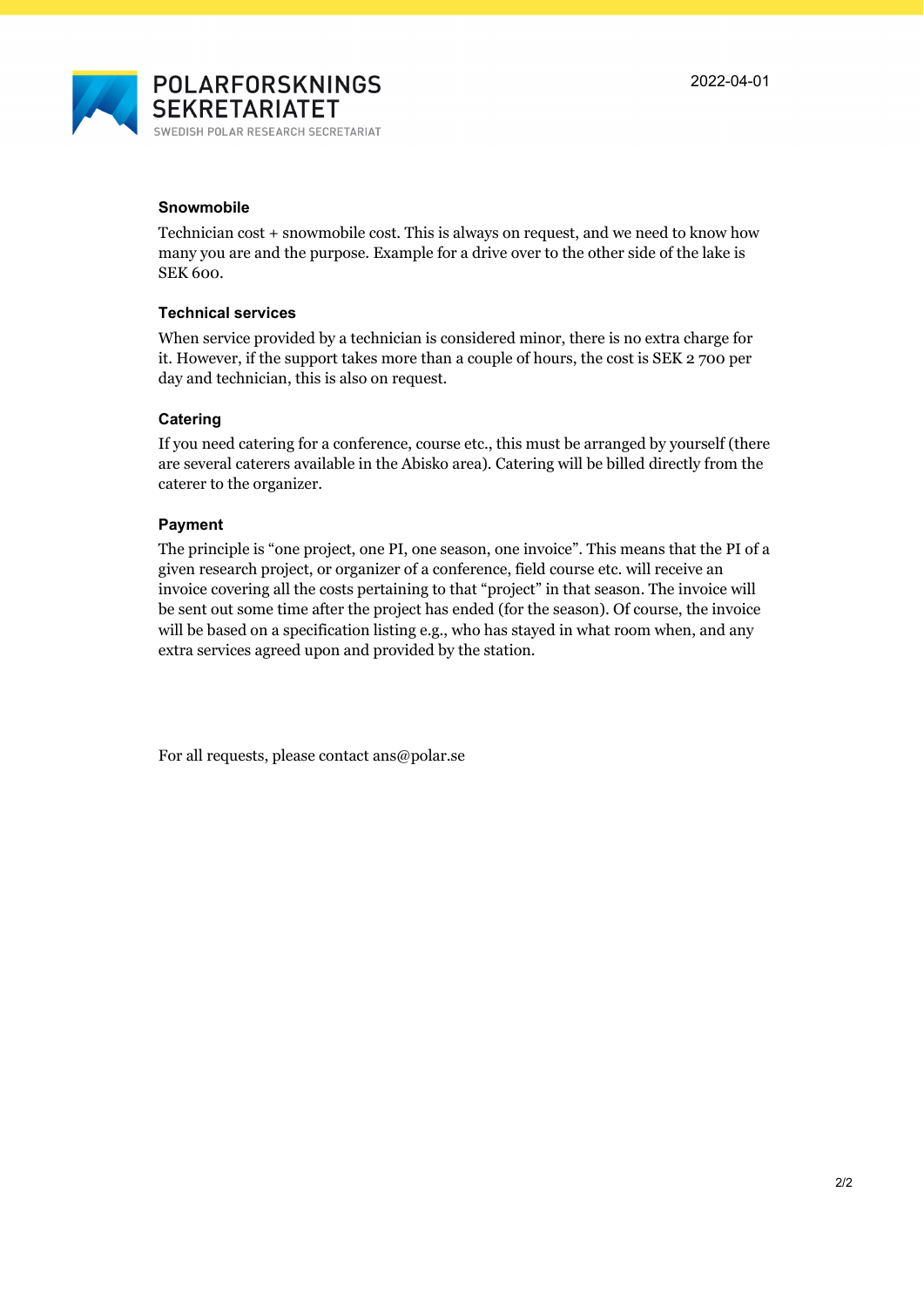### Snowmobile

Technician cost + snowmobile cost. This is always on request, and we need to know how many you are and the purpose. Example for a drive over to the other side of the lake is SEK 600.

### Technical services

When service provided by a technician is considered minor, there is no extra charge for it. However, if the support takes more than a couple of hours, the cost is SEK 2 700 per day and technician, this is also on request.

### Catering

If you need catering for a conference, course etc., this must be arranged by yourself (there are several caterers available in the Abisko area). Catering will be billed directly from the caterer to the organizer.

### Payment

The principle is "one project, one PI, one season, one invoice". This means that the PI of a given research project, or organizer of a conference, field course etc. will receive an invoice covering all the costs pertaining to that "project" in that season. The invoice will be sent out some time after the project has ended (for the season). Of course, the invoice will be based on a specification listing e.g., who has stayed in what room when, and any extra services agreed upon and provided by the station.

For all requests, please contact ans@polar.se